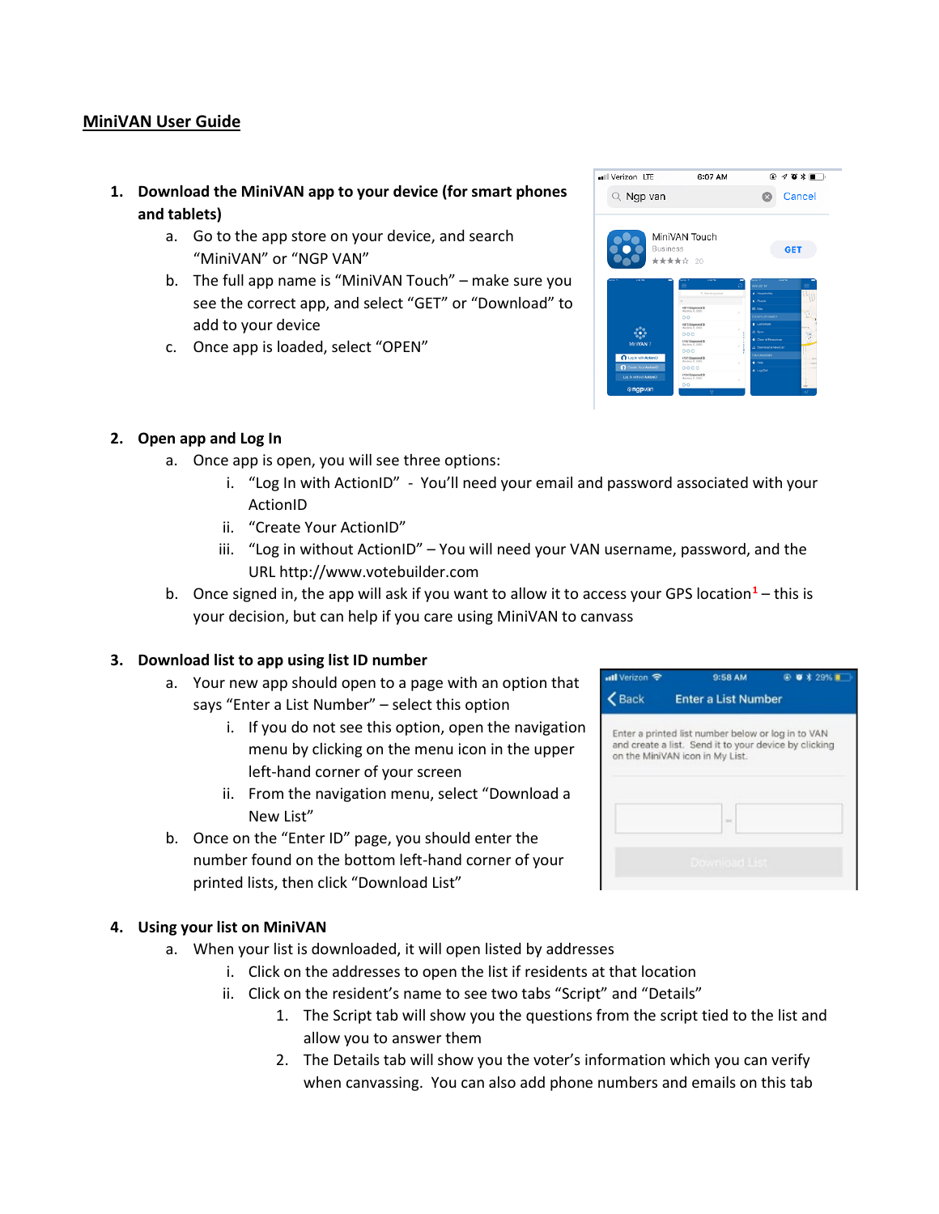**MiniVAN User Guide**

1. **Download the MiniVAN app to your device (for smart phones and tablets)**
   a. Go to the app store on your device, and search "MiniVAN" or "NGP VAN"
   b. The full app name is "MiniVAN Touch" – make sure you see the correct app, and select "GET" or "Download" to add to your device
   c. Once app is loaded, select "OPEN"

2. **Open app and Log In**
   a. Once app is open, you will see three options:
      i. "Log In with ActionID" - You'll need your email and password associated with your ActionID
      ii. "Create Your ActionID"
      iii. "Log in without ActionID" – You will need your VAN username, password, and the URL http://www.votebuilder.com
   b. Once signed in, the app will ask if you want to allow it to access your GPS location[1] – this is your decision, but can help if you care using MiniVAN to canvass

3. **Download list to app using list ID number**
   a. Your new app should open to a page with an option that says "Enter a List Number" – select this option
      i. If you do not see this option, open the navigation menu by clicking on the menu icon in the upper left-hand corner of your screen
      ii. From the navigation menu, select "Download a New List"
   b. Once on the "Enter ID" page, you should enter the number found on the bottom left-hand corner of your printed lists, then click "Download List"

4. **Using your list on MiniVAN**
   a. When your list is downloaded, it will open listed by addresses
      i. Click on the addresses to open the list if residents at that location
      ii. Click on the resident's name to see two tabs "Script" and "Details"
         1. The Script tab will show you the questions from the script tied to the list and allow you to answer them
         2. The Details tab will show you the voter's information which you can verify when canvassing. You can also add phone numbers and emails on this tab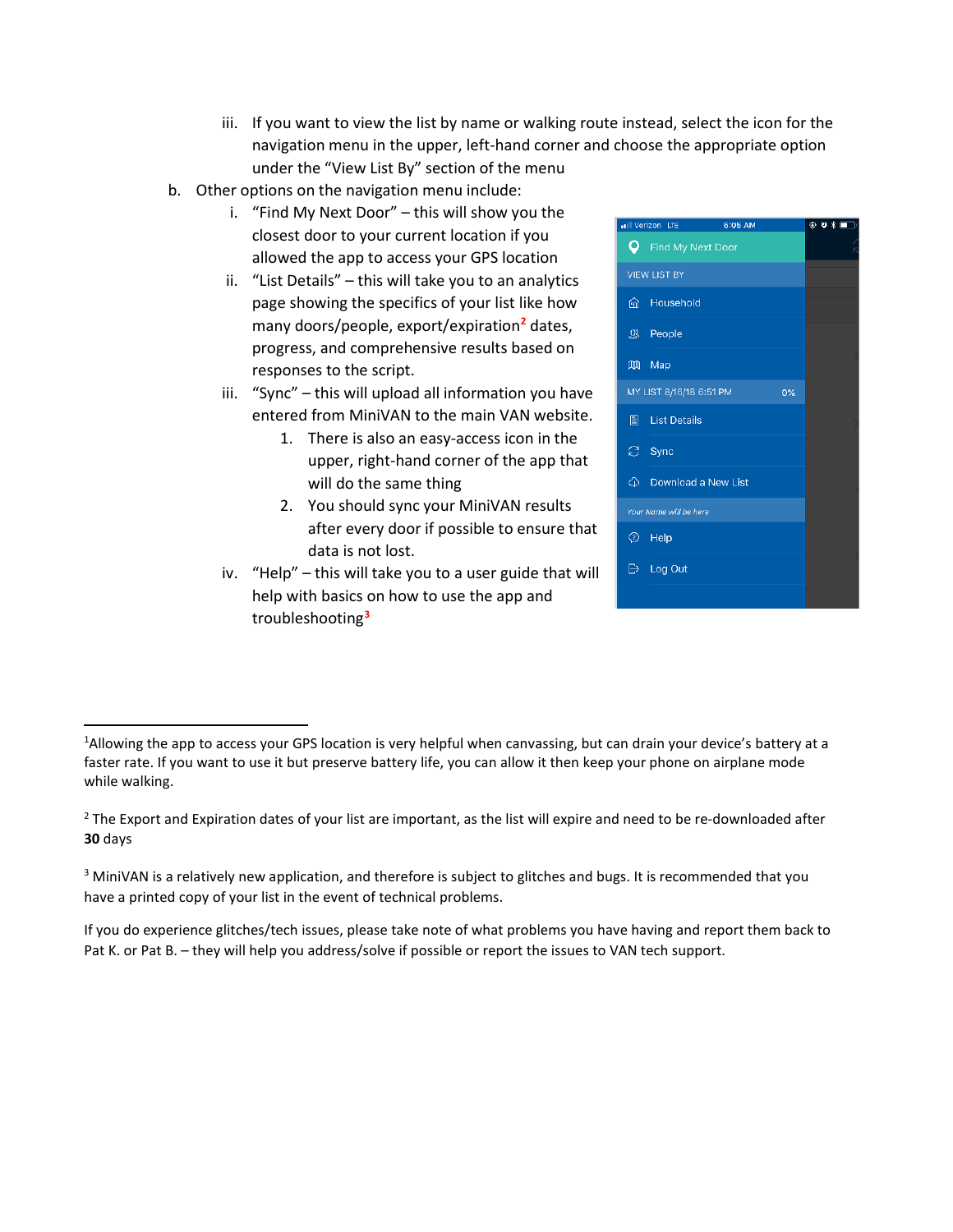iii. If you want to view the list by name or walking route instead, select the icon for the navigation menu in the upper, left-hand corner and choose the appropriate option under the "View List By" section of the menu

b. Other options on the navigation menu include:

   i. "Find My Next Door" – this will show you the closest door to your current location if you allowed the app to access your GPS location

   ii. "List Details" – this will take you to an analytics page showing the specifics of your list like how many doors/people, export/expiration[2] dates, progress, and comprehensive results based on responses to the script.

   iii. "Sync" – this will upload all information you have entered from MiniVAN to the main VAN website.

      1. There is also an easy-access icon in the upper, right-hand corner of the app that will do the same thing

      2. You should sync your MiniVAN results after every door if possible to ensure that data is not lost.

   iv. "Help" – this will take you to a user guide that will help with basics on how to use the app and troubleshooting[3]

---

[1]Allowing the app to access your GPS location is very helpful when canvassing, but can drain your device's battery at a faster rate. If you want to use it but preserve battery life, you can allow it then keep your phone on airplane mode while walking.

[2] The Export and Expiration dates of your list are important, as the list will expire and need to be re-downloaded after **30** days

[3] MiniVAN is a relatively new application, and therefore is subject to glitches and bugs. It is recommended that you have a printed copy of your list in the event of technical problems.

If you do experience glitches/tech issues, please take note of what problems you have having and report them back to Pat K. or Pat B. – they will help you address/solve if possible or report the issues to VAN tech support.